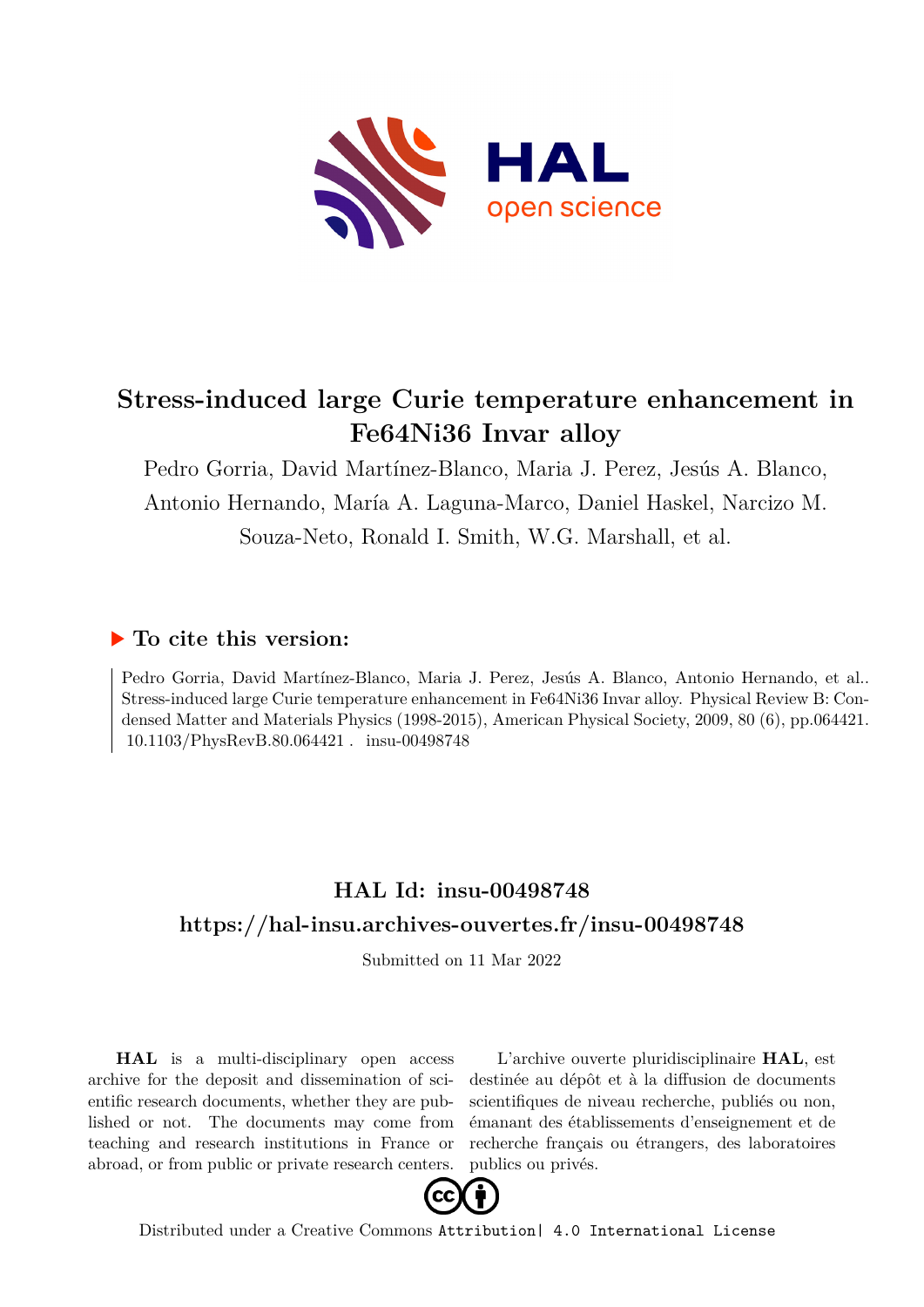# Stress-induced large Curie temperature enhancement in Fe64Ni36 Invar alloy

Pedro Gorria, David Martínez-Blanco, Maria J. Perez, Jesús A. Blanco, Antonio Hernando, María A. Laguna-Marco, Daniel Haskel, Narcizo M. Souza-Neto, Ronald I. Smith, W.G. Marshall, et al.

## ▶ To cite this version:

Pedro Gorria, David Martínez-Blanco, Maria J. Perez, Jesús A. Blanco, Antonio Hernando, et al.. Stress-induced large Curie temperature enhancement in Fe64Ni36 Invar alloy. Physical Review B: Condensed Matter and Materials Physics (1998-2015), American Physical Society, 2009, 80 (6), pp.064421. 10.1103/PhysRevB.80.064421 . insu-00498748

## HAL Id: insu-00498748

## https://hal-insu.archives-ouvertes.fr/insu-00498748

Submitted on 11 Mar 2022

**HAL** is a multi-disciplinary open access archive for the deposit and dissemination of scientific research documents, whether they are published or not. The documents may come from teaching and research institutions in France or abroad, or from public or private research centers.

L'archive ouverte pluridisciplinaire **HAL**, est destinée au dépôt et à la diffusion de documents scientifiques de niveau recherche, publiés ou non, émanant des établissements d'enseignement et de recherche français ou étrangers, des laboratoires publics ou privés.

Distributed under a Creative Commons Attribution| 4.0 International License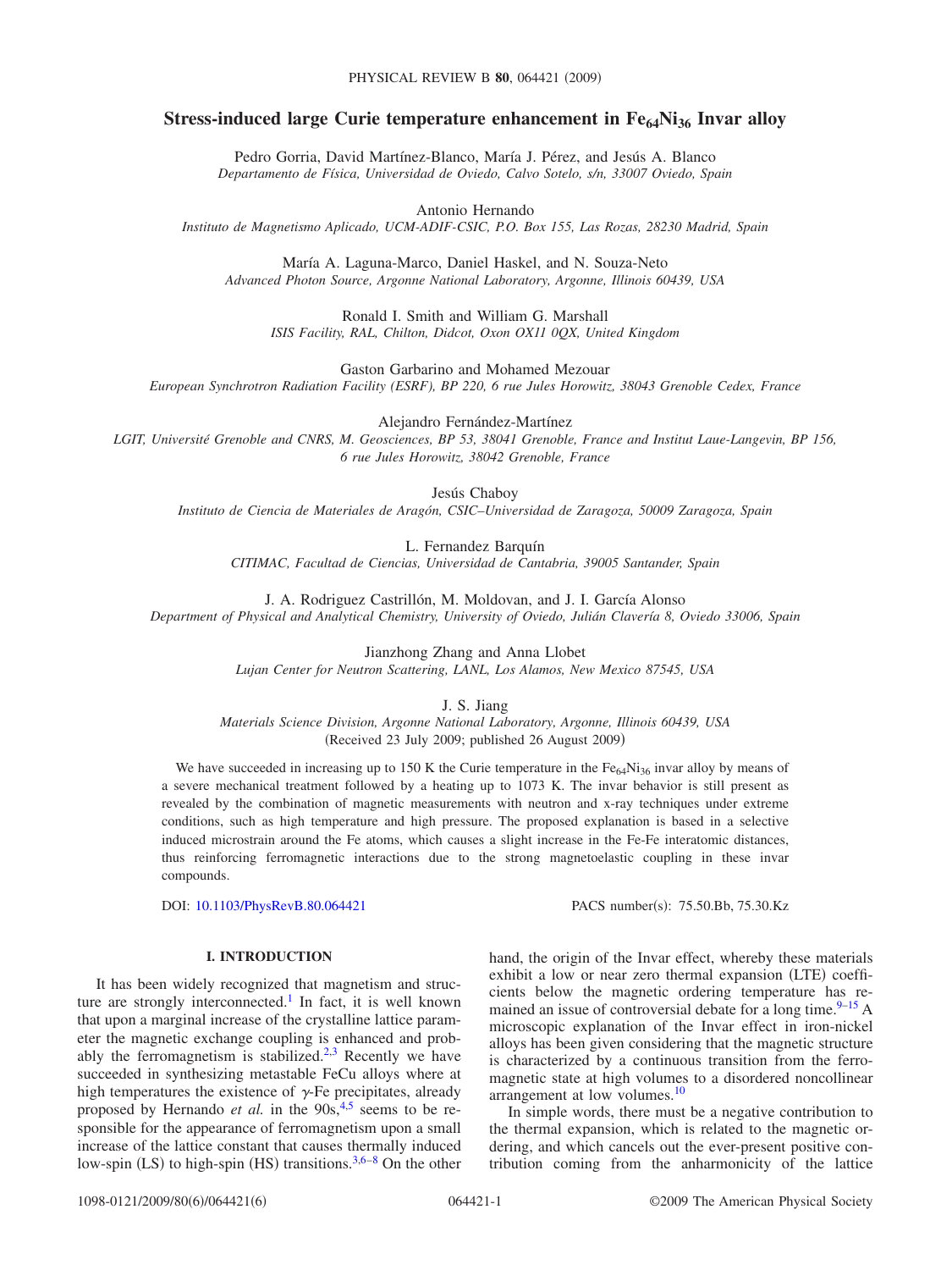# Stress-induced large Curie temperature enhancement in $Fe_{64}Ni_{36}$ Invar alloy

Pedro Gorria, David Martínez-Blanco, María J. Pérez, and Jesús A. Blanco
*Departamento de Física, Universidad de Oviedo, Calvo Sotelo, s/n, 33007 Oviedo, Spain*

Antonio Hernando
*Instituto de Magnetismo Aplicado, UCM-ADIF-CSIC, P.O. Box 155, Las Rozas, 28230 Madrid, Spain*

María A. Laguna-Marco, Daniel Haskel, and N. Souza-Neto
*Advanced Photon Source, Argonne National Laboratory, Argonne, Illinois 60439, USA*

Ronald I. Smith and William G. Marshall
*ISIS Facility, RAL, Chilton, Didcot, Oxon OX11 0QX, United Kingdom*

Gaston Garbarino and Mohamed Mezouar
*European Synchrotron Radiation Facility (ESRF), BP 220, 6 rue Jules Horowitz, 38043 Grenoble Cedex, France*

Alejandro Fernández-Martínez
*LGIT, Université Grenoble and CNRS, M. Geosciences, BP 53, 38041 Grenoble, France and Institut Laue-Langevin, BP 156, 6 rue Jules Horowitz, 38042 Grenoble, France*

Jesús Chaboy
*Instituto de Ciencia de Materiales de Aragón, CSIC–Universidad de Zaragoza, 50009 Zaragoza, Spain*

L. Fernandez Barquín
*CITIMAC, Facultad de Ciencias, Universidad de Cantabria, 39005 Santander, Spain*

J. A. Rodriguez Castrillón, M. Moldovan, and J. I. García Alonso
*Department of Physical and Analytical Chemistry, University of Oviedo, Julián Clavería 8, Oviedo 33006, Spain*

Jianzhong Zhang and Anna Llobet
*Lujan Center for Neutron Scattering, LANL, Los Alamos, New Mexico 87545, USA*

J. S. Jiang
*Materials Science Division, Argonne National Laboratory, Argonne, Illinois 60439, USA*

(Received 23 July 2009; published 26 August 2009)

We have succeeded in increasing up to 150 K the Curie temperature in the $Fe_{64}Ni_{36}$ invar alloy by means of a severe mechanical treatment followed by a heating up to 1073 K. The invar behavior is still present as revealed by the combination of magnetic measurements with neutron and x-ray techniques under extreme conditions, such as high temperature and high pressure. The proposed explanation is based in a selective induced microstrain around the Fe atoms, which causes a slight increase in the Fe-Fe interatomic distances, thus reinforcing ferromagnetic interactions due to the strong magnetoelastic coupling in these invar compounds.

DOI: 10.1103/PhysRevB.80.064421 PACS number(s): 75.50.Bb, 75.30.Kz

## I. INTRODUCTION

It has been widely recognized that magnetism and structure are strongly interconnected.[1] In fact, it is well known that upon a marginal increase of the crystalline lattice parameter the magnetic exchange coupling is enhanced and probably the ferromagnetism is stabilized.[2,3] Recently we have succeeded in synthesizing metastable FeCu alloys where at high temperatures the existence of $\gamma$-Fe precipitates, already proposed by Hernando *et al.* in the 90s,[4,5] seems to be responsible for the appearance of ferromagnetism upon a small increase of the lattice constant that causes thermally induced low-spin (LS) to high-spin (HS) transitions.[3,6–8] On the other hand, the origin of the Invar effect, whereby these materials exhibit a low or near zero thermal expansion (LTE) coefficients below the magnetic ordering temperature has remained an issue of controversial debate for a long time.[9–15] A microscopic explanation of the Invar effect in iron-nickel alloys has been given considering that the magnetic structure is characterized by a continuous transition from the ferromagnetic state at high volumes to a disordered noncollinear arrangement at low volumes.[10]

In simple words, there must be a negative contribution to the thermal expansion, which is related to the magnetic ordering, and which cancels out the ever-present positive contribution coming from the anharmonicity of the lattice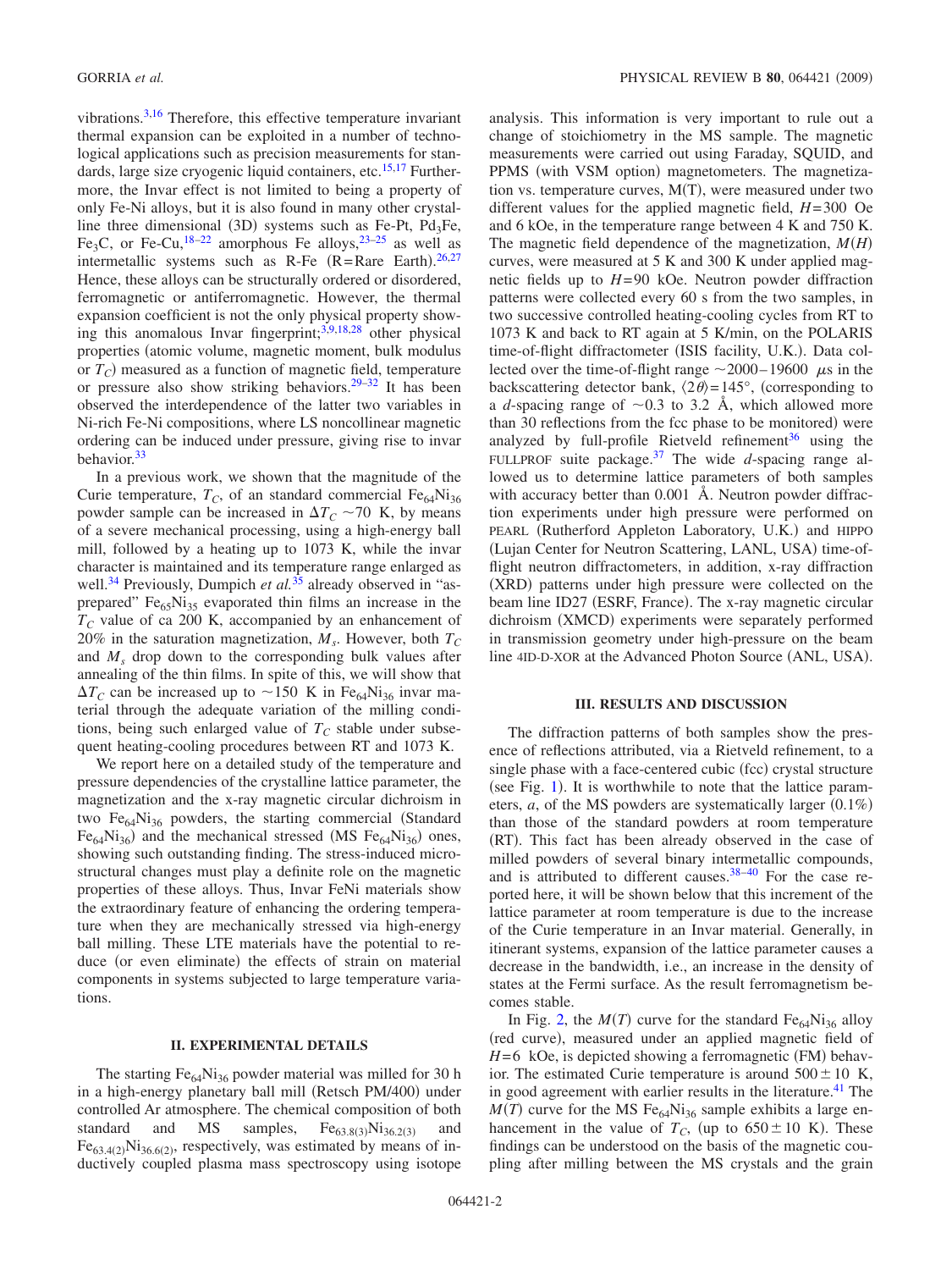vibrations.[3,16] Therefore, this effective temperature invariant thermal expansion can be exploited in a number of technological applications such as precision measurements for standards, large size cryogenic liquid containers, etc.[15,17] Furthermore, the Invar effect is not limited to being a property of only Fe-Ni alloys, but it is also found in many other crystalline three dimensional (3D) systems such as Fe-Pt, $Pd_3Fe$, $Fe_3C$, or Fe-Cu,[18–22] amorphous Fe alloys,[23–25] as well as intermetallic systems such as R-Fe (R=Rare Earth).[26,27] Hence, these alloys can be structurally ordered or disordered, ferromagnetic or antiferromagnetic. However, the thermal expansion coefficient is not the only physical property showing this anomalous Invar fingerprint;[3,9,18,28] other physical properties (atomic volume, magnetic moment, bulk modulus or $T_C$) measured as a function of magnetic field, temperature or pressure also show striking behaviors.[29–32] It has been observed the interdependence of the latter two variables in Ni-rich Fe-Ni compositions, where LS noncollinear magnetic ordering can be induced under pressure, giving rise to invar behavior.[33]

In a previous work, we shown that the magnitude of the Curie temperature, $T_C$, of an standard commercial $Fe_{64}Ni_{36}$ powder sample can be increased in $\Delta T_C \sim 70$ K, by means of a severe mechanical processing, using a high-energy ball mill, followed by a heating up to 1073 K, while the invar character is maintained and its temperature range enlarged as well.[34] Previously, Dumpich *et al.*[35] already observed in "as-prepared" $Fe_{65}Ni_{35}$ evaporated thin films an increase in the $T_C$ value of ca 200 K, accompanied by an enhancement of 20% in the saturation magnetization, $M_s$. However, both $T_C$ and $M_s$ drop down to the corresponding bulk values after annealing of the thin films. In spite of this, we will show that $\Delta T_C$ can be increased up to $\sim 150$ K in $Fe_{64}Ni_{36}$ invar material through the adequate variation of the milling conditions, being such enlarged value of $T_C$ stable under subsequent heating-cooling procedures between RT and 1073 K.

We report here on a detailed study of the temperature and pressure dependencies of the crystalline lattice parameter, the magnetization and the x-ray magnetic circular dichroism in two $Fe_{64}Ni_{36}$ powders, the starting commercial (Standard $Fe_{64}Ni_{36}$) and the mechanical stressed (MS $Fe_{64}Ni_{36}$) ones, showing such outstanding finding. The stress-induced microstructural changes must play a definite role on the magnetic properties of these alloys. Thus, Invar FeNi materials show the extraordinary feature of enhancing the ordering temperature when they are mechanically stressed via high-energy ball milling. These LTE materials have the potential to reduce (or even eliminate) the effects of strain on material components in systems subjected to large temperature variations.

## II. EXPERIMENTAL DETAILS

The starting $Fe_{64}Ni_{36}$ powder material was milled for 30 h in a high-energy planetary ball mill (Retsch PM/400) under controlled Ar atmosphere. The chemical composition of both standard and MS samples, $Fe_{63.8(3)}Ni_{36.2(3)}$ and $Fe_{63.4(2)}Ni_{36.6(2)}$, respectively, was estimated by means of inductively coupled plasma mass spectroscopy using isotope analysis. This information is very important to rule out a change of stoichiometry in the MS sample. The magnetic measurements were carried out using Faraday, SQUID, and PPMS (with VSM option) magnetometers. The magnetization vs. temperature curves, M(T), were measured under two different values for the applied magnetic field, $H=300$ Oe and 6 kOe, in the temperature range between 4 K and 750 K. The magnetic field dependence of the magnetization, $M(H)$ curves, were measured at 5 K and 300 K under applied magnetic fields up to $H=90$ kOe. Neutron powder diffraction patterns were collected every 60 s from the two samples, in two successive controlled heating-cooling cycles from RT to 1073 K and back to RT again at 5 K/min, on the POLARIS time-of-flight diffractometer (ISIS facility, U.K.). Data collected over the time-of-flight range ~2000–19600 $\mu$s in the backscattering detector bank, $\langle 2\theta \rangle = 145°$, (corresponding to a $d$-spacing range of ~0.3 to 3.2 Å, which allowed more than 30 reflections from the fcc phase to be monitored) were analyzed by full-profile Rietveld refinement[36] using the FULLPROF suite package.[37] The wide $d$-spacing range allowed us to determine lattice parameters of both samples with accuracy better than 0.001 Å. Neutron powder diffraction experiments under high pressure were performed on PEARL (Rutherford Appleton Laboratory, U.K.) and HIPPO (Lujan Center for Neutron Scattering, LANL, USA) time-of-flight neutron diffractometers, in addition, x-ray diffraction (XRD) patterns under high pressure were collected on the beam line ID27 (ESRF, France). The x-ray magnetic circular dichroism (XMCD) experiments were separately performed in transmission geometry under high-pressure on the beam line 4ID-D-XOR at the Advanced Photon Source (ANL, USA).

## III. RESULTS AND DISCUSSION

The diffraction patterns of both samples show the presence of reflections attributed, via a Rietveld refinement, to a single phase with a face-centered cubic (fcc) crystal structure (see Fig. 1). It is worthwhile to note that the lattice parameters, $a$, of the MS powders are systematically larger (0.1%) than those of the standard powders at room temperature (RT). This fact has been already observed in the case of milled powders of several binary intermetallic compounds, and is attributed to different causes.[38–40] For the case reported here, it will be shown below that this increment of the lattice parameter at room temperature is due to the increase of the Curie temperature in an Invar material. Generally, in itinerant systems, expansion of the lattice parameter causes a decrease in the bandwidth, i.e., an increase in the density of states at the Fermi surface. As the result ferromagnetism becomes stable.

In Fig. 2, the $M(T)$ curve for the standard $Fe_{64}Ni_{36}$ alloy (red curve), measured under an applied magnetic field of $H=6$ kOe, is depicted showing a ferromagnetic (FM) behavior. The estimated Curie temperature is around $500 \pm 10$ K, in good agreement with earlier results in the literature.[41] The $M(T)$ curve for the MS $Fe_{64}Ni_{36}$ sample exhibits a large enhancement in the value of $T_C$, (up to $650 \pm 10$ K). These findings can be understood on the basis of the magnetic coupling after milling between the MS crystals and the grain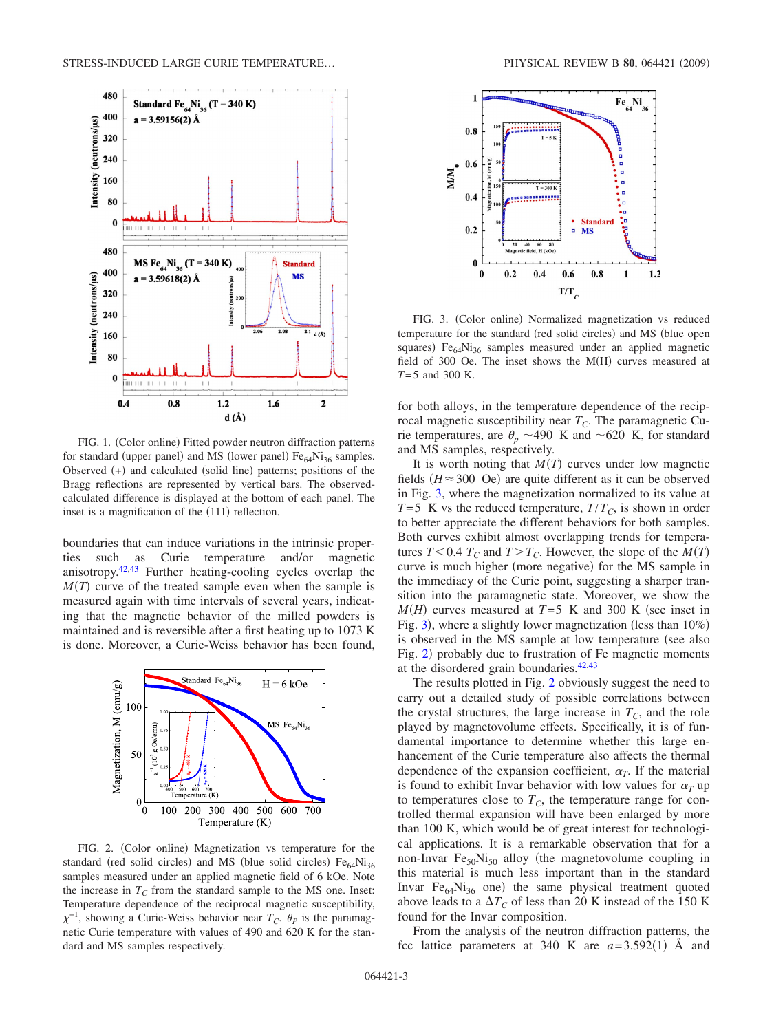FIG. 1. (Color online) Fitted powder neutron diffraction patterns for standard (upper panel) and MS (lower panel) $Fe_{64}Ni_{36}$ samples. Observed (+) and calculated (solid line) patterns; positions of the Bragg reflections are represented by vertical bars. The observed-calculated difference is displayed at the bottom of each panel. The inset is a magnification of the (111) reflection.

boundaries that can induce variations in the intrinsic properties such as Curie temperature and/or magnetic anisotropy.[42,43] Further heating-cooling cycles overlap the $M(T)$ curve of the treated sample even when the sample is measured again with time intervals of several years, indicating that the magnetic behavior of the milled powders is maintained and is reversible after a first heating up to 1073 K is done. Moreover, a Curie-Weiss behavior has been found,

FIG. 2. (Color online) Magnetization vs temperature for the standard (red solid circles) and MS (blue solid circles) $Fe_{64}Ni_{36}$ samples measured under an applied magnetic field of 6 kOe. Note the increase in $T_C$ from the standard sample to the MS one. Inset: Temperature dependence of the reciprocal magnetic susceptibility, $\chi^{-1}$, showing a Curie-Weiss behavior near $T_C$. $\theta_P$ is the paramagnetic Curie temperature with values of 490 and 620 K for the standard and MS samples respectively.

FIG. 3. (Color online) Normalized magnetization vs reduced temperature for the standard (red solid circles) and MS (blue open squares) $Fe_{64}Ni_{36}$ samples measured under an applied magnetic field of 300 Oe. The inset shows the M(H) curves measured at $T=5$ K and 300 K.

for both alloys, in the temperature dependence of the reciprocal magnetic susceptibility near $T_C$. The paramagnetic Curie temperatures, are $\theta_p$ ~490 K and ~620 K, for standard and MS samples, respectively.

It is worth noting that $M(T)$ curves under low magnetic fields ($H\approx 300$ Oe) are quite different as it can be observed in Fig. 3, where the magnetization normalized to its value at $T=5$ K vs the reduced temperature, $T/T_C$, is shown in order to better appreciate the different behaviors for both samples. Both curves exhibit almost overlapping trends for temperatures $T<0.4\ T_C$ and $T>T_C$. However, the slope of the $M(T)$ curve is much higher (more negative) for the MS sample in the immediacy of the Curie point, suggesting a sharper transition into the paramagnetic state. Moreover, we show the $M(H)$ curves measured at $T=5$ K and 300 K (see inset in Fig. 3), where a slightly lower magnetization (less than 10%) is observed in the MS sample at low temperature (see also Fig. 2) probably due to frustration of Fe magnetic moments at the disordered grain boundaries.[42,43]

The results plotted in Fig. 2 obviously suggest the need to carry out a detailed study of possible correlations between the crystal structures, the large increase in $T_C$, and the role played by magnetovolume effects. Specifically, it is of fundamental importance to determine whether this large enhancement of the Curie temperature also affects the thermal dependence of the expansion coefficient, $\alpha_T$. If the material is found to exhibit Invar behavior with low values for $\alpha_T$ up to temperatures close to $T_C$, the temperature range for controlled thermal expansion will have been enlarged by more than 100 K, which would be of great interest for technological applications. It is a remarkable observation that for a non-Invar $Fe_{50}Ni_{50}$ alloy (the magnetovolume coupling in this material is much less important than in the standard Invar $Fe_{64}Ni_{36}$ one) the same physical treatment quoted above leads to a $\Delta T_C$ of less than 20 K instead of the 150 K found for the Invar composition.

From the analysis of the neutron diffraction patterns, the fcc lattice parameters at 340 K are $a=3.592(1)$ Å and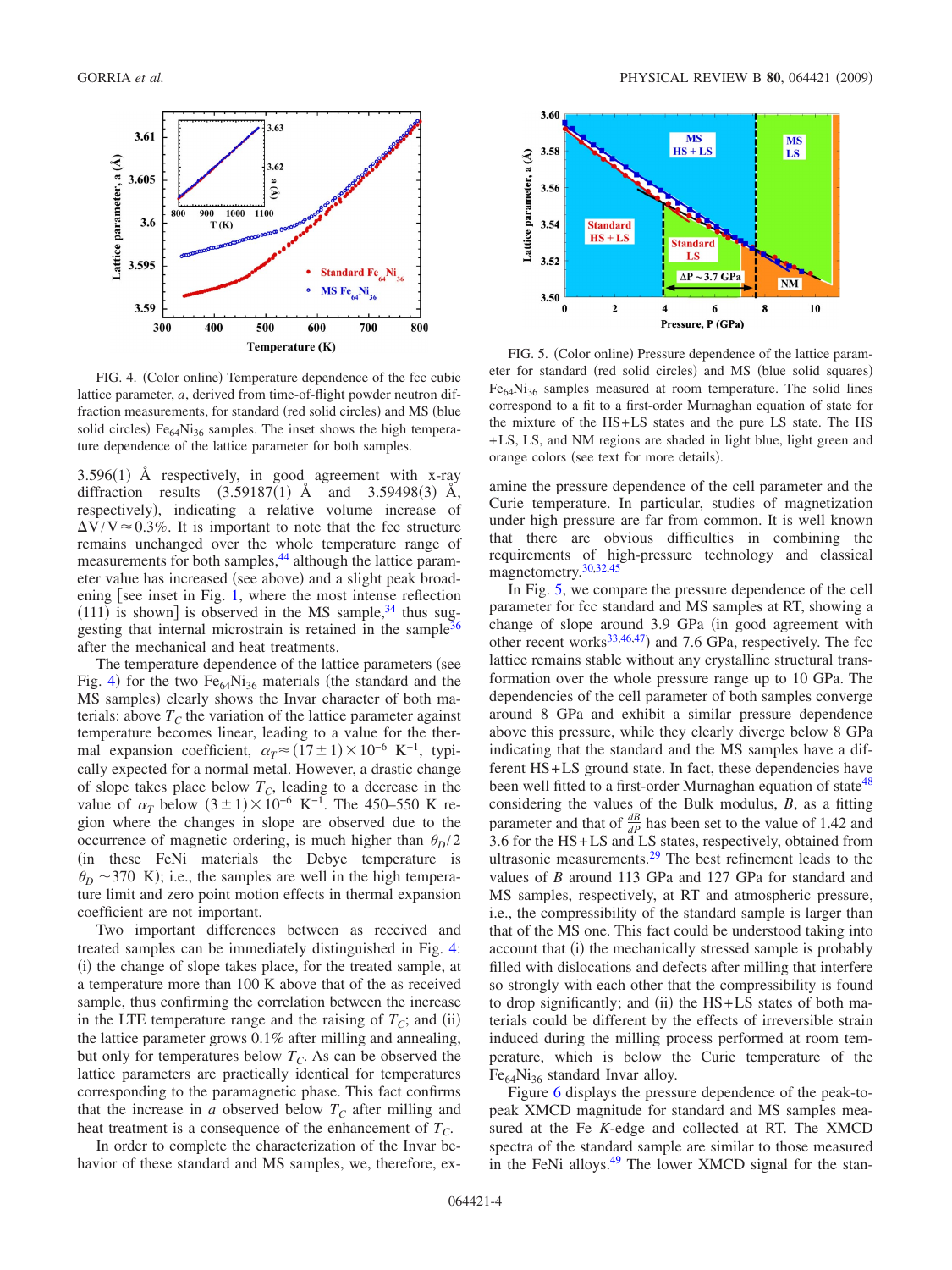FIG. 4. (Color online) Temperature dependence of the fcc cubic lattice parameter, $a$, derived from time-of-flight powder neutron diffraction measurements, for standard (red solid circles) and MS (blue solid circles) $Fe_{64}Ni_{36}$ samples. The inset shows the high temperature dependence of the lattice parameter for both samples.

FIG. 5. (Color online) Pressure dependence of the lattice parameter for standard (red solid circles) and MS (blue solid squares) $Fe_{64}Ni_{36}$ samples measured at room temperature. The solid lines correspond to a fit to a first-order Murnaghan equation of state for the mixture of the HS+LS states and the pure LS state. The HS+LS, LS, and NM regions are shaded in light blue, light green and orange colors (see text for more details).

3.596(1) Å respectively, in good agreement with x-ray diffraction results (3.59187(1) Å and 3.59498(3) Å, respectively), indicating a relative volume increase of $\Delta V/V \approx 0.3\%$. It is important to note that the fcc structure remains unchanged over the whole temperature range of measurements for both samples,[44] although the lattice parameter value has increased (see above) and a slight peak broadening [see inset in Fig. 1, where the most intense reflection (111) is shown] is observed in the MS sample,[34] thus suggesting that internal microstrain is retained in the sample[36] after the mechanical and heat treatments.

The temperature dependence of the lattice parameters (see Fig. 4) for the two $Fe_{64}Ni_{36}$ materials (the standard and the MS samples) clearly shows the Invar character of both materials: above $T_C$ the variation of the lattice parameter against temperature becomes linear, leading to a value for the thermal expansion coefficient, $\alpha_T \approx (17 \pm 1) \times 10^{-6}$ K$^{-1}$, typically expected for a normal metal. However, a drastic change of slope takes place below $T_C$, leading to a decrease in the value of $\alpha_T$ below $(3 \pm 1) \times 10^{-6}$ K$^{-1}$. The 450–550 K region where the changes in slope are observed due to the occurrence of magnetic ordering, is much higher than $\theta_D/2$ (in these FeNi materials the Debye temperature is $\theta_D \sim 370$ K); i.e., the samples are well in the high temperature limit and zero point motion effects in thermal expansion coefficient are not important.

Two important differences between as received and treated samples can be immediately distinguished in Fig. 4: (i) the change of slope takes place, for the treated sample, at a temperature more than 100 K above that of the as received sample, thus confirming the correlation between the increase in the LTE temperature range and the raising of $T_C$; and (ii) the lattice parameter grows 0.1% after milling and annealing, but only for temperatures below $T_C$. As can be observed the lattice parameters are practically identical for temperatures corresponding to the paramagnetic phase. This fact confirms that the increase in $a$ observed below $T_C$ after milling and heat treatment is a consequence of the enhancement of $T_C$.

In order to complete the characterization of the Invar behavior of these standard and MS samples, we, therefore, examine the pressure dependence of the cell parameter and the Curie temperature. In particular, studies of magnetization under high pressure are far from common. It is well known that there are obvious difficulties in combining the requirements of high-pressure technology and classical magnetometry.[30,32,45]

In Fig. 5, we compare the pressure dependence of the cell parameter for fcc standard and MS samples at RT, showing a change of slope around 3.9 GPa (in good agreement with other recent works[33,46,47]) and 7.6 GPa, respectively. The fcc lattice remains stable without any crystalline structural transformation over the whole pressure range up to 10 GPa. The dependencies of the cell parameter of both samples converge around 8 GPa and exhibit a similar pressure dependence above this pressure, while they clearly diverge below 8 GPa indicating that the standard and the MS samples have a different HS+LS ground state. In fact, these dependencies have been well fitted to a first-order Murnaghan equation of state[48] considering the values of the Bulk modulus, $B$, as a fitting parameter and that of $\frac{dB}{dP}$ has been set to the value of 1.42 and 3.6 for the HS+LS and LS states, respectively, obtained from ultrasonic measurements.[29] The best refinement leads to the values of $B$ around 113 GPa and 127 GPa for standard and MS samples, respectively, at RT and atmospheric pressure, i.e., the compressibility of the standard sample is larger than that of the MS one. This fact could be understood taking into account that (i) the mechanically stressed sample is probably filled with dislocations and defects after milling that interfere so strongly with each other that the compressibility is found to drop significantly; and (ii) the HS+LS states of both materials could be different by the effects of irreversible strain induced during the milling process performed at room temperature, which is below the Curie temperature of the $Fe_{64}Ni_{36}$ standard Invar alloy.

Figure 6 displays the pressure dependence of the peak-to-peak XMCD magnitude for standard and MS samples measured at the Fe $K$-edge and collected at RT. The XMCD spectra of the standard sample are similar to those measured in the FeNi alloys.[49] The lower XMCD signal for the stan-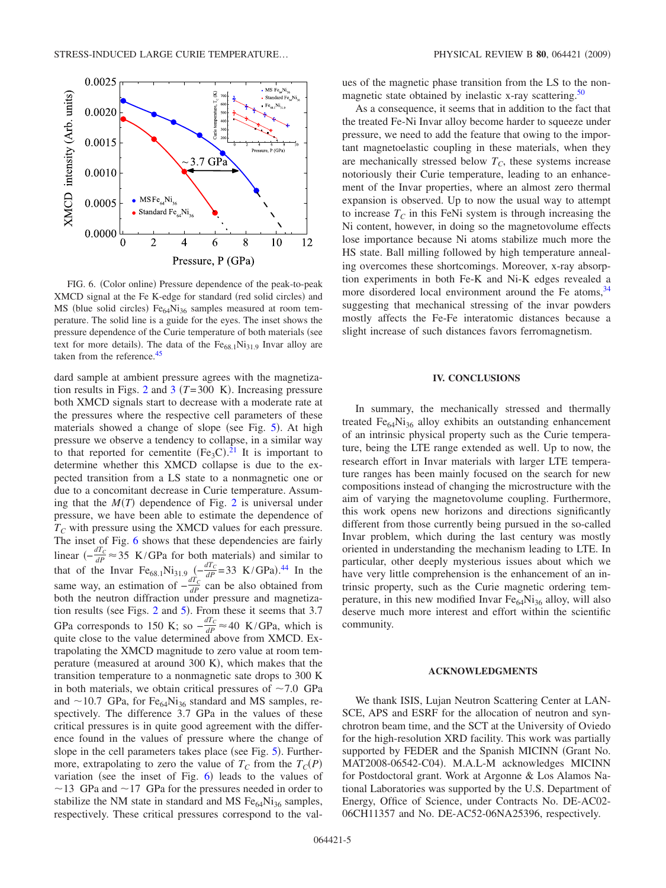FIG. 6. (Color online) Pressure dependence of the peak-to-peak XMCD signal at the Fe K-edge for standard (red solid circles) and MS (blue solid circles) $Fe_{64}Ni_{36}$ samples measured at room temperature. The solid line is a guide for the eyes. The inset shows the pressure dependence of the Curie temperature of both materials (see text for more details). The data of the $Fe_{68.1}Ni_{31.9}$ Invar alloy are taken from the reference.[45]

dard sample at ambient pressure agrees with the magnetization results in Figs. 2 and 3 ($T=300$ K). Increasing pressure both XMCD signals start to decrease with a moderate rate at the pressures where the respective cell parameters of these materials showed a change of slope (see Fig. 5). At high pressure we observe a tendency to collapse, in a similar way to that reported for cementite ($Fe_3C$).[21] It is important to determine whether this XMCD collapse is due to the expected transition from a LS state to a nonmagnetic one or due to a concomitant decrease in Curie temperature. Assuming that the $M(T)$ dependence of Fig. 2 is universal under pressure, we have been able to estimate the dependence of $T_C$ with pressure using the XMCD values for each pressure. The inset of Fig. 6 shows that these dependencies are fairly linear ($-\frac{dT_C}{dP} \approx 35$ K/GPa for both materials) and similar to that of the Invar $Fe_{68.1}Ni_{31.9}$ ($-\frac{dT_C}{dP}=33$ K/GPa).[44] In the same way, an estimation of $-\frac{dT_C}{dP}$ can be also obtained from both the neutron diffraction under pressure and magnetization results (see Figs. 2 and 5). From these it seems that 3.7 GPa corresponds to 150 K; so $-\frac{dT_C}{dP} \approx 40$ K/GPa, which is quite close to the value determined above from XMCD. Extrapolating the XMCD magnitude to zero value at room temperature (measured at around 300 K), which makes that the transition temperature to a nonmagnetic sate drops to 300 K in both materials, we obtain critical pressures of $\sim 7.0$ GPa and $\sim 10.7$ GPa, for $Fe_{64}Ni_{36}$ standard and MS samples, respectively. The difference 3.7 GPa in the values of these critical pressures is in quite good agreement with the difference found in the values of pressure where the change of slope in the cell parameters takes place (see Fig. 5). Furthermore, extrapolating to zero the value of $T_C$ from the $T_C(P)$ variation (see the inset of Fig. 6) leads to the values of $\sim 13$ GPa and $\sim 17$ GPa for the pressures needed in order to stabilize the NM state in standard and MS $Fe_{64}Ni_{36}$ samples, respectively. These critical pressures correspond to the values of the magnetic phase transition from the LS to the nonmagnetic state obtained by inelastic x-ray scattering.[50]

As a consequence, it seems that in addition to the fact that the treated Fe-Ni Invar alloy become harder to squeeze under pressure, we need to add the feature that owing to the important magnetoelastic coupling in these materials, when they are mechanically stressed below $T_C$, these systems increase notoriously their Curie temperature, leading to an enhancement of the Invar properties, where an almost zero thermal expansion is observed. Up to now the usual way to attempt to increase $T_C$ in this FeNi system is through increasing the Ni content, however, in doing so the magnetovolume effects lose importance because Ni atoms stabilize much more the HS state. Ball milling followed by high temperature annealing overcomes these shortcomings. Moreover, x-ray absorption experiments in both Fe-K and Ni-K edges revealed a more disordered local environment around the Fe atoms,[34] suggesting that mechanical stressing of the invar powders mostly affects the Fe-Fe interatomic distances because a slight increase of such distances favors ferromagnetism.

## IV. CONCLUSIONS

In summary, the mechanically stressed and thermally treated $Fe_{64}Ni_{36}$ alloy exhibits an outstanding enhancement of an intrinsic physical property such as the Curie temperature, being the LTE range extended as well. Up to now, the research effort in Invar materials with larger LTE temperature ranges has been mainly focused on the search for new compositions instead of changing the microstructure with the aim of varying the magnetovolume coupling. Furthermore, this work opens new horizons and directions significantly different from those currently being pursued in the so-called Invar problem, which during the last century was mostly oriented in understanding the mechanism leading to LTE. In particular, other deeply mysterious issues about which we have very little comprehension is the enhancement of an intrinsic property, such as the Curie magnetic ordering temperature, in this new modified Invar $Fe_{64}Ni_{36}$ alloy, will also deserve much more interest and effort within the scientific community.

## ACKNOWLEDGMENTS

We thank ISIS, Lujan Neutron Scattering Center at LANSCE, APS and ESRF for the allocation of neutron and synchrotron beam time, and the SCT at the University of Oviedo for the high-resolution XRD facility. This work was partially supported by FEDER and the Spanish MICINN (Grant No. MAT2008-06542-C04). M.A.L-M acknowledges MICINN for Postdoctoral grant. Work at Argonne & Los Alamos National Laboratories was supported by the U.S. Department of Energy, Office of Science, under Contracts No. DE-AC02-06CH11357 and No. DE-AC52-06NA25396, respectively.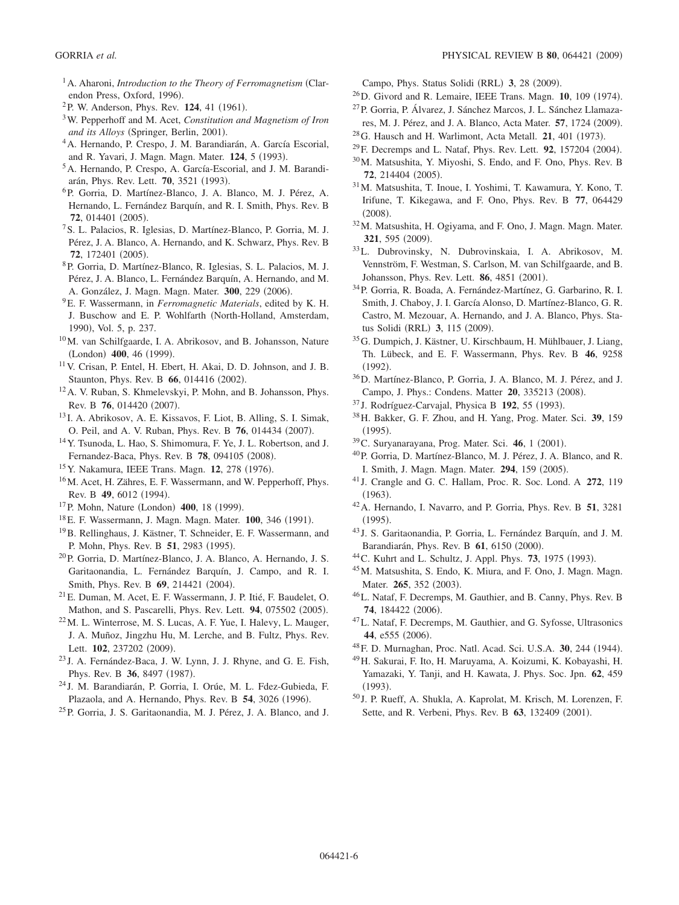[1] A. Aharoni, *Introduction to the Theory of Ferromagnetism* (Clarendon Press, Oxford, 1996).

[2] P. W. Anderson, Phys. Rev. **124**, 41 (1961).

[3] W. Pepperhoff and M. Acet, *Constitution and Magnetism of Iron and its Alloys* (Springer, Berlin, 2001).

[4] A. Hernando, P. Crespo, J. M. Barandiarán, A. García Escorial, and R. Yavari, J. Magn. Magn. Mater. **124**, 5 (1993).

[5] A. Hernando, P. Crespo, A. García-Escorial, and J. M. Barandiarán, Phys. Rev. Lett. **70**, 3521 (1993).

[6] P. Gorria, D. Martínez-Blanco, J. A. Blanco, M. J. Pérez, A. Hernando, L. Fernández Barquín, and R. I. Smith, Phys. Rev. B **72**, 014401 (2005).

[7] S. L. Palacios, R. Iglesias, D. Martínez-Blanco, P. Gorria, M. J. Pérez, J. A. Blanco, A. Hernando, and K. Schwarz, Phys. Rev. B **72**, 172401 (2005).

[8] P. Gorria, D. Martínez-Blanco, R. Iglesias, S. L. Palacios, M. J. Pérez, J. A. Blanco, L. Fernández Barquín, A. Hernando, and M. A. González, J. Magn. Magn. Mater. **300**, 229 (2006).

[9] E. F. Wassermann, in *Ferromagnetic Materials*, edited by K. H. J. Buschow and E. P. Wohlfarth (North-Holland, Amsterdam, 1990), Vol. 5, p. 237.

[10] M. van Schilfgaarde, I. A. Abrikosov, and B. Johansson, Nature (London) **400**, 46 (1999).

[11] V. Crisan, P. Entel, H. Ebert, H. Akai, D. D. Johnson, and J. B. Staunton, Phys. Rev. B **66**, 014416 (2002).

[12] A. V. Ruban, S. Khmelevskyi, P. Mohn, and B. Johansson, Phys. Rev. B **76**, 014420 (2007).

[13] I. A. Abrikosov, A. E. Kissavos, F. Liot, B. Alling, S. I. Simak, O. Peil, and A. V. Ruban, Phys. Rev. B **76**, 014434 (2007).

[14] Y. Tsunoda, L. Hao, S. Shimomura, F. Ye, J. L. Robertson, and J. Fernandez-Baca, Phys. Rev. B **78**, 094105 (2008).

[15] Y. Nakamura, IEEE Trans. Magn. **12**, 278 (1976).

[16] M. Acet, H. Zähres, E. F. Wassermann, and W. Pepperhoff, Phys. Rev. B **49**, 6012 (1994).

[17] P. Mohn, Nature (London) **400**, 18 (1999).

[18] E. F. Wassermann, J. Magn. Magn. Mater. **100**, 346 (1991).

[19] B. Rellinghaus, J. Kästner, T. Schneider, E. F. Wassermann, and P. Mohn, Phys. Rev. B **51**, 2983 (1995).

[20] P. Gorria, D. Martínez-Blanco, J. A. Blanco, A. Hernando, J. S. Garitaonandia, L. Fernández Barquín, J. Campo, and R. I. Smith, Phys. Rev. B **69**, 214421 (2004).

[21] E. Duman, M. Acet, E. F. Wassermann, J. P. Itié, F. Baudelet, O. Mathon, and S. Pascarelli, Phys. Rev. Lett. **94**, 075502 (2005).

[22] M. L. Winterrose, M. S. Lucas, A. F. Yue, I. Halevy, L. Mauger, J. A. Muñoz, Jingzhu Hu, M. Lerche, and B. Fultz, Phys. Rev. Lett. **102**, 237202 (2009).

[23] J. A. Fernández-Baca, J. W. Lynn, J. J. Rhyne, and G. E. Fish, Phys. Rev. B **36**, 8497 (1987).

[24] J. M. Barandiarán, P. Gorria, I. Orúe, M. L. Fdez-Gubieda, F. Plazaola, and A. Hernando, Phys. Rev. B **54**, 3026 (1996).

[25] P. Gorria, J. S. Garitaonandia, M. J. Pérez, J. A. Blanco, and J. Campo, Phys. Status Solidi (RRL) **3**, 28 (2009).

[26] D. Givord and R. Lemaire, IEEE Trans. Magn. **10**, 109 (1974).

[27] P. Gorria, P. Álvarez, J. Sánchez Marcos, J. L. Sánchez Llamazares, M. J. Pérez, and J. A. Blanco, Acta Mater. **57**, 1724 (2009).

[28] G. Hausch and H. Warlimont, Acta Metall. **21**, 401 (1973).

[29] F. Decremps and L. Nataf, Phys. Rev. Lett. **92**, 157204 (2004).

[30] M. Matsushita, Y. Miyoshi, S. Endo, and F. Ono, Phys. Rev. B **72**, 214404 (2005).

[31] M. Matsushita, T. Inoue, I. Yoshimi, T. Kawamura, Y. Kono, T. Irifune, T. Kikegawa, and F. Ono, Phys. Rev. B **77**, 064429 (2008).

[32] M. Matsushita, H. Ogiyama, and F. Ono, J. Magn. Magn. Mater. **321**, 595 (2009).

[33] L. Dubrovinsky, N. Dubrovinskaia, I. A. Abrikosov, M. Vennström, F. Westman, S. Carlson, M. van Schilfgaarde, and B. Johansson, Phys. Rev. Lett. **86**, 4851 (2001).

[34] P. Gorria, R. Boada, A. Fernández-Martínez, G. Garbarino, R. I. Smith, J. Chaboy, J. I. García Alonso, D. Martínez-Blanco, G. R. Castro, M. Mezouar, A. Hernando, and J. A. Blanco, Phys. Status Solidi (RRL) **3**, 115 (2009).

[35] G. Dumpich, J. Kästner, U. Kirschbaum, H. Mühlbauer, J. Liang, Th. Lübeck, and E. F. Wassermann, Phys. Rev. B **46**, 9258 (1992).

[36] D. Martínez-Blanco, P. Gorria, J. A. Blanco, M. J. Pérez, and J. Campo, J. Phys.: Condens. Matter **20**, 335213 (2008).

[37] J. Rodríguez-Carvajal, Physica B **192**, 55 (1993).

[38] H. Bakker, G. F. Zhou, and H. Yang, Prog. Mater. Sci. **39**, 159 (1995).

[39] C. Suryanarayana, Prog. Mater. Sci. **46**, 1 (2001).

[40] P. Gorria, D. Martínez-Blanco, M. J. Pérez, J. A. Blanco, and R. I. Smith, J. Magn. Magn. Mater. **294**, 159 (2005).

[41] J. Crangle and G. C. Hallam, Proc. R. Soc. Lond. A **272**, 119 (1963).

[42] A. Hernando, I. Navarro, and P. Gorria, Phys. Rev. B **51**, 3281 (1995).

[43] J. S. Garitaonandia, P. Gorria, L. Fernández Barquín, and J. M. Barandiarán, Phys. Rev. B **61**, 6150 (2000).

[44] C. Kuhrt and L. Schultz, J. Appl. Phys. **73**, 1975 (1993).

[45] M. Matsushita, S. Endo, K. Miura, and F. Ono, J. Magn. Magn. Mater. **265**, 352 (2003).

[46] L. Nataf, F. Decremps, M. Gauthier, and B. Canny, Phys. Rev. B **74**, 184422 (2006).

[47] L. Nataf, F. Decremps, M. Gauthier, and G. Syfosse, Ultrasonics **44**, e555 (2006).

[48] F. D. Murnaghan, Proc. Natl. Acad. Sci. U.S.A. **30**, 244 (1944).

[49] H. Sakurai, F. Itoh, H. Maruyama, A. Koizumi, K. Kobayashi, H. Yamazaki, Y. Tanji, and H. Kawata, J. Phys. Soc. Jpn. **62**, 459 (1993).

[50] J. P. Rueff, A. Shukla, A. Kaprolat, M. Krisch, M. Lorenzen, F. Sette, and R. Verbeni, Phys. Rev. B **63**, 132409 (2001).